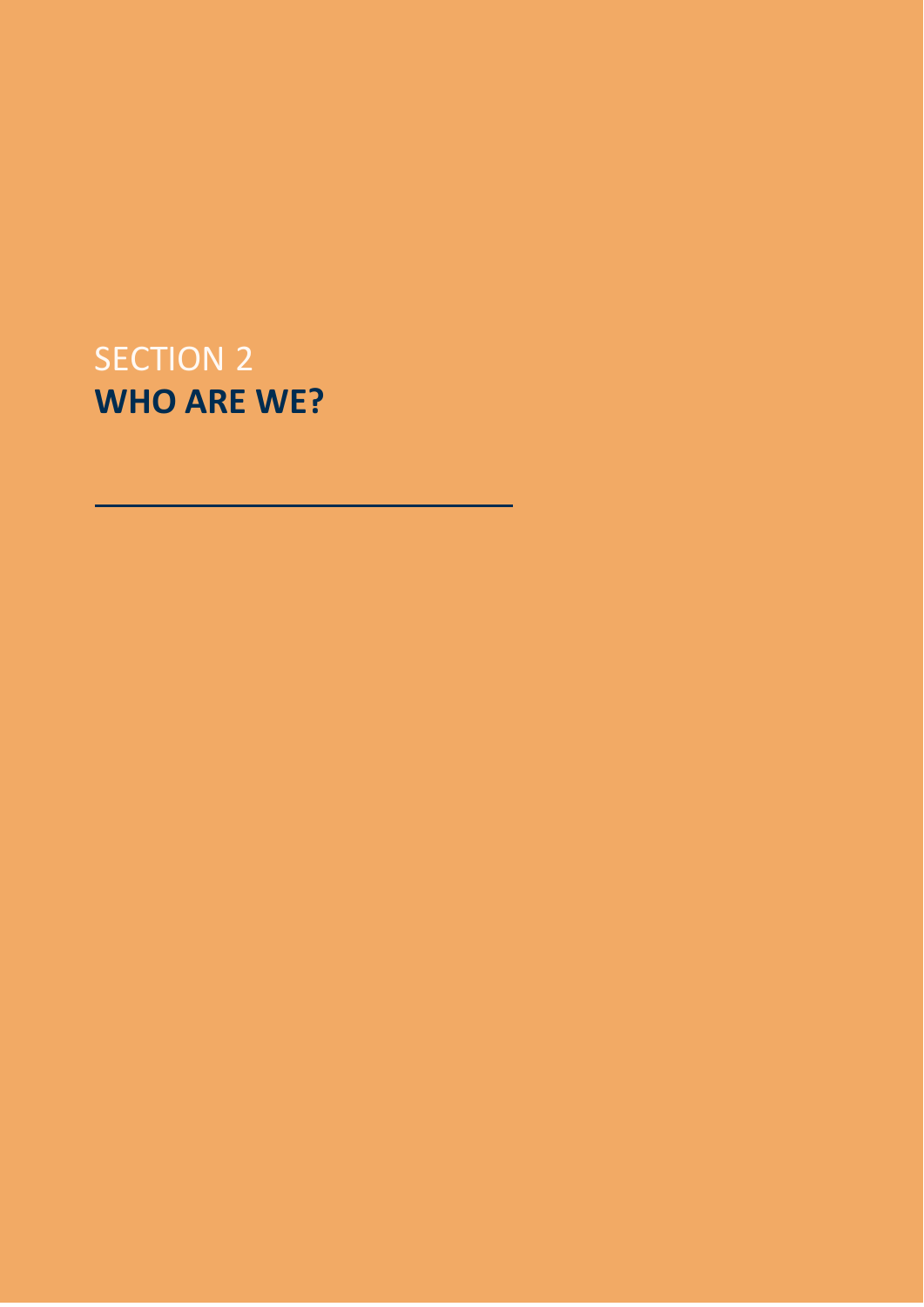SECTION 2

# WHO ARE WE?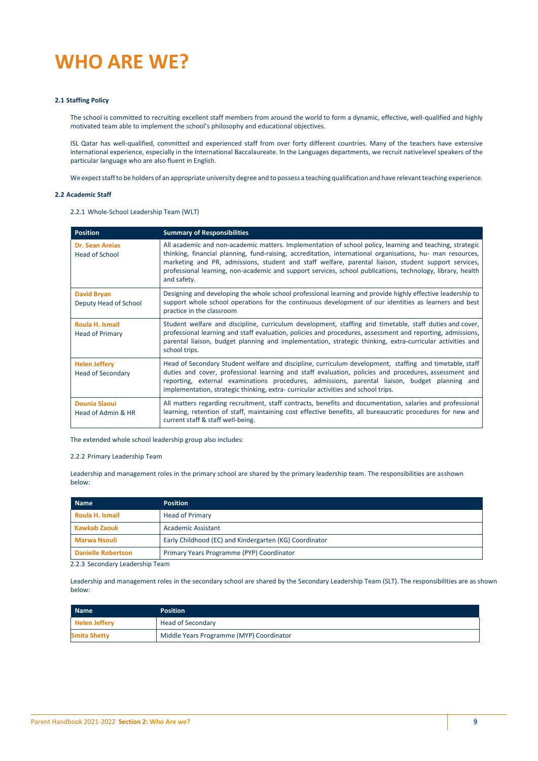# WHO ARE WE?

**2.1 Staffing Policy**

The school is committed to recruiting excellent staff members from around the world to form a dynamic, effective, well-qualified and highly motivated team able to implement the school's philosophy and educational objectives.

ISL Qatar has well-qualified, committed and experienced staff from over forty different countries. Many of the teachers have extensive international experience, especially in the International Baccalaureate. In the Languages departments, we recruit nativelevel speakers of the particular language who are also fluent in English.

We expect staff to be holders of an appropriate university degree and to possess a teaching qualification and have relevant teaching experience.

**2.2 Academic Staff**

2.2.1 Whole-School Leadership Team (WLT)

| Position | Summary of Responsibilities |
|---|---|
| **Dr. Sean Areias**<br>Head of School | All academic and non-academic matters. Implementation of school policy, learning and teaching, strategic thinking, financial planning, fund-raising, accreditation, international organisations, hu- man resources, marketing and PR, admissions, student and staff welfare, parental liaison, student support services, professional learning, non-academic and support services, school publications, technology, library, health and safety. |
| **David Bryan**<br>Deputy Head of School | Designing and developing the whole school professional learning and provide highly effective leadership to support whole school operations for the continuous development of our identities as learners and best practice in the classroom |
| **Roula H. Ismail**<br>Head of Primary | Student welfare and discipline, curriculum development, staffing and timetable, staff duties and cover, professional learning and staff evaluation, policies and procedures, assessment and reporting, admissions, parental liaison, budget planning and implementation, strategic thinking, extra-curricular activities and school trips. |
| **Helen Jeffery**<br>Head of Secondary | Head of Secondary Student welfare and discipline, curriculum development, staffing and timetable, staff duties and cover, professional learning and staff evaluation, policies and procedures, assessment and reporting, external examinations procedures, admissions, parental liaison, budget planning and implementation, strategic thinking, extra- curricular activities and school trips. |
| **Dounia Slaoui**<br>Head of Admin & HR | All matters regarding recruitment, staff contracts, benefits and documentation, salaries and professional learning, retention of staff, maintaining cost effective benefits, all bureaucratic procedures for new and current staff & staff well-being. |

The extended whole school leadership group also includes:

2.2.2 Primary Leadership Team

Leadership and management roles in the primary school are shared by the primary leadership team. The responsibilities are asshown below:

| Name | Position |
|---|---|
| **Roula H. Ismail** | Head of Primary |
| **Kawkab Zaouk** | Academic Assistant |
| **Marwa Nsouli** | Early Childhood (EC) and Kindergarten (KG) Coordinator |
| **Danielle Robertson** | Primary Years Programme (PYP) Coordinator |

2.2.3 Secondary Leadership Team

Leadership and management roles in the secondary school are shared by the Secondary Leadership Team (SLT). The responsibilities are as shown below:

| Name | Position |
|---|---|
| **Helen Jeffery** | Head of Secondary |
| **Smita Shetty** | Middle Years Programme (MYP) Coordinator |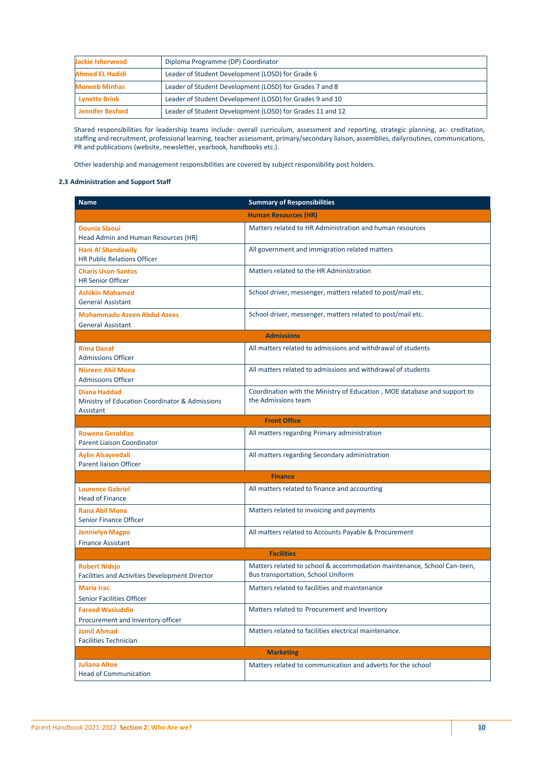| | |
|---|---|
| Jackie Isherwood | Diploma Programme (DP) Coordinator |
| Ahmed EL Hadidi | Leader of Student Development (LOSD) for Grade 6 |
| Moneeb Minhas | Leader of Student Development (LOSD) for Grades 7 and 8 |
| Lynette Brink | Leader of Student Development (LOSD) for Grades 9 and 10 |
| Jennifer Besford | Leader of Student Development (LOSD) for Grades 11 and 12 |

Shared responsibilities for leadership teams include: overall curriculum, assessment and reporting, strategic planning, ac- creditation, staffing and recruitment, professional learning, teacher assessment, primary/secondary liaison, assemblies, dailyroutines, communications, PR and publications (website, newsletter, yearbook, handbooks etc.).

Other leadership and management responsibilities are covered by subject responsibility post holders.

### 2.3 Administration and Support Staff

| Name | Summary of Responsibilities |
|---|---|
| **Human Resources (HR)** | |
| **Dounia Slaoui**<br>Head Admin and Human Resources (HR) | Matters related to HR Administration and human resources |
| **Hani Al Shandawily**<br>HR Public Relations Officer | All government and immigration related matters |
| **Charis Uson-Santos**<br>HR Senior Officer | Matters related to the HR Administration |
| **Ashikin Mohamed**<br>General Assistant | School driver, messenger, matters related to post/mail etc. |
| **Mohammadu Azeen Abdul Azees**<br>General Assistant | School driver, messenger, matters related to post/mail etc. |
| **Admissions** | |
| **Rima Danaf**<br>Admissions Officer | All matters related to admissions and withdrawal of students |
| **Nisreen Abil Mona**<br>Admissions Officer | All matters related to admissions and withdrawal of students |
| **Diana Haddad**<br>Ministry of Education Coordinator & Admissions Assistant | Coordination with the Ministry of Education , MOE database and support to the Admissions team |
| **Front Office** | |
| **Rowena Geraldizo**<br>Parent Liaison Coordinator | All matters regarding Primary administration |
| **Aylin Alsayeedali**<br>Parent liaison Officer | All matters regarding Secondary administration |
| **Finance** | |
| **Laurence Gabriel**<br>Head of Finance | All matters related to finance and accounting |
| **Rana Abil Mona**<br>Senior Finance Officer | Matters related to invoicing and payments |
| **Jennielyn Magpo**<br>Finance Assistant | All matters related to Accounts Payable & Procurement |
| **Facilities** | |
| **Robert Nidsjo**<br>Facilities and Activities Development Director | Matters related to school & accommodation maintenance, School Can-teen, Bus transportation, School Uniform |
| **Maria Irac**<br>Senior Facilities Officer | Matters related to facilities and maintenance |
| **Fareed Wasiuddin**<br>Procurement and Inventory officer | Matters related to Procurement and Inventory |
| **Jamil Ahmad**<br>Facilities Technician | Matters related to facilities electrical maintenance. |
| **Marketing** | |
| **Juliana Altoe**<br>Head of Communication | Matters related to communication and adverts for the school |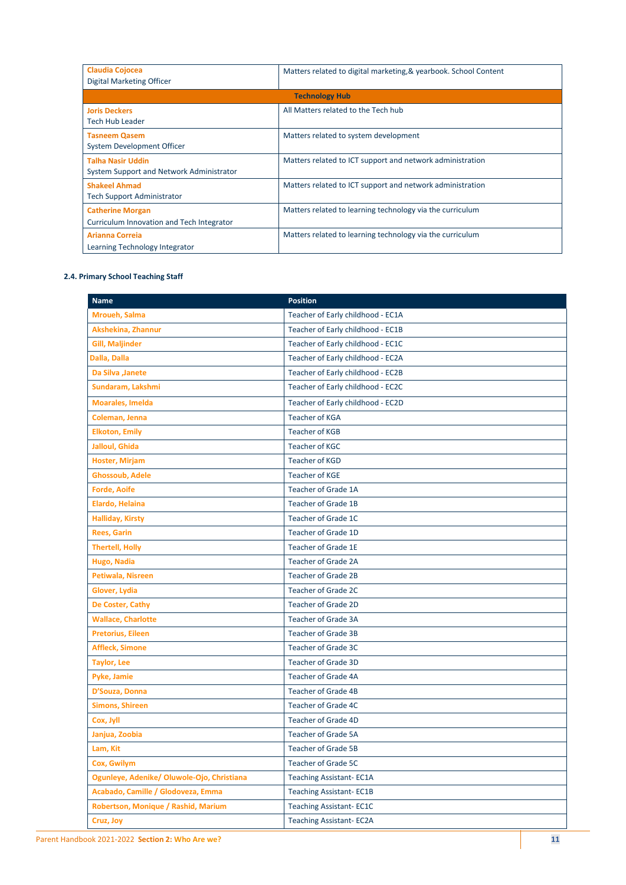| | |
|---|---|
| **Claudia Cojocea**<br>Digital Marketing Officer | Matters related to digital marketing,& yearbook. School Content |
| **Technology Hub** | |
| **Joris Deckers**<br>Tech Hub Leader | All Matters related to the Tech hub |
| **Tasneem Qasem**<br>System Development Officer | Matters related to system development |
| **Talha Nasir Uddin**<br>System Support and Network Administrator | Matters related to ICT support and network administration |
| **Shakeel Ahmad**<br>Tech Support Administrator | Matters related to ICT support and network administration |
| **Catherine Morgan**<br>Curriculum Innovation and Tech Integrator | Matters related to learning technology via the curriculum |
| **Arianna Correia**<br>Learning Technology Integrator | Matters related to learning technology via the curriculum |

### 2.4. Primary School Teaching Staff

| Name | Position |
|---|---|
| **Mroueh, Salma** | Teacher of Early childhood - EC1A |
| **Akshekina, Zhannur** | Teacher of Early childhood - EC1B |
| **Gill, Maljinder** | Teacher of Early childhood - EC1C |
| **Dalla, Dalla** | Teacher of Early childhood - EC2A |
| **Da Silva ,Janete** | Teacher of Early childhood - EC2B |
| **Sundaram, Lakshmi** | Teacher of Early childhood - EC2C |
| **Moarales, Imelda** | Teacher of Early childhood - EC2D |
| **Coleman, Jenna** | Teacher of KGA |
| **Elkoton, Emily** | Teacher of KGB |
| **Jalloul, Ghida** | Teacher of KGC |
| **Hoster, Mirjam** | Teacher of KGD |
| **Ghossoub, Adele** | Teacher of KGE |
| **Forde, Aoife** | Teacher of Grade 1A |
| **Elardo, Helaina** | Teacher of Grade 1B |
| **Halliday, Kirsty** | Teacher of Grade 1C |
| **Rees, Garin** | Teacher of Grade 1D |
| **Thertell, Holly** | Teacher of Grade 1E |
| **Hugo, Nadia** | Teacher of Grade 2A |
| **Petiwala, Nisreen** | Teacher of Grade 2B |
| **Glover, Lydia** | Teacher of Grade 2C |
| **De Coster, Cathy** | Teacher of Grade 2D |
| **Wallace, Charlotte** | Teacher of Grade 3A |
| **Pretorius, Eileen** | Teacher of Grade 3B |
| **Affleck, Simone** | Teacher of Grade 3C |
| **Taylor, Lee** | Teacher of Grade 3D |
| **Pyke, Jamie** | Teacher of Grade 4A |
| **D'Souza, Donna** | Teacher of Grade 4B |
| **Simons, Shireen** | Teacher of Grade 4C |
| **Cox, Jyll** | Teacher of Grade 4D |
| **Janjua, Zoobia** | Teacher of Grade 5A |
| **Lam, Kit** | Teacher of Grade 5B |
| **Cox, Gwilym** | Teacher of Grade 5C |
| **Ogunleye, Adenike/ Oluwole-Ojo, Christiana** | Teaching Assistant- EC1A |
| **Acabado, Camille / Glodoveza, Emma** | Teaching Assistant- EC1B |
| **Robertson, Monique / Rashid, Marium** | Teaching Assistant- EC1C |
| **Cruz, Joy** | Teaching Assistant- EC2A |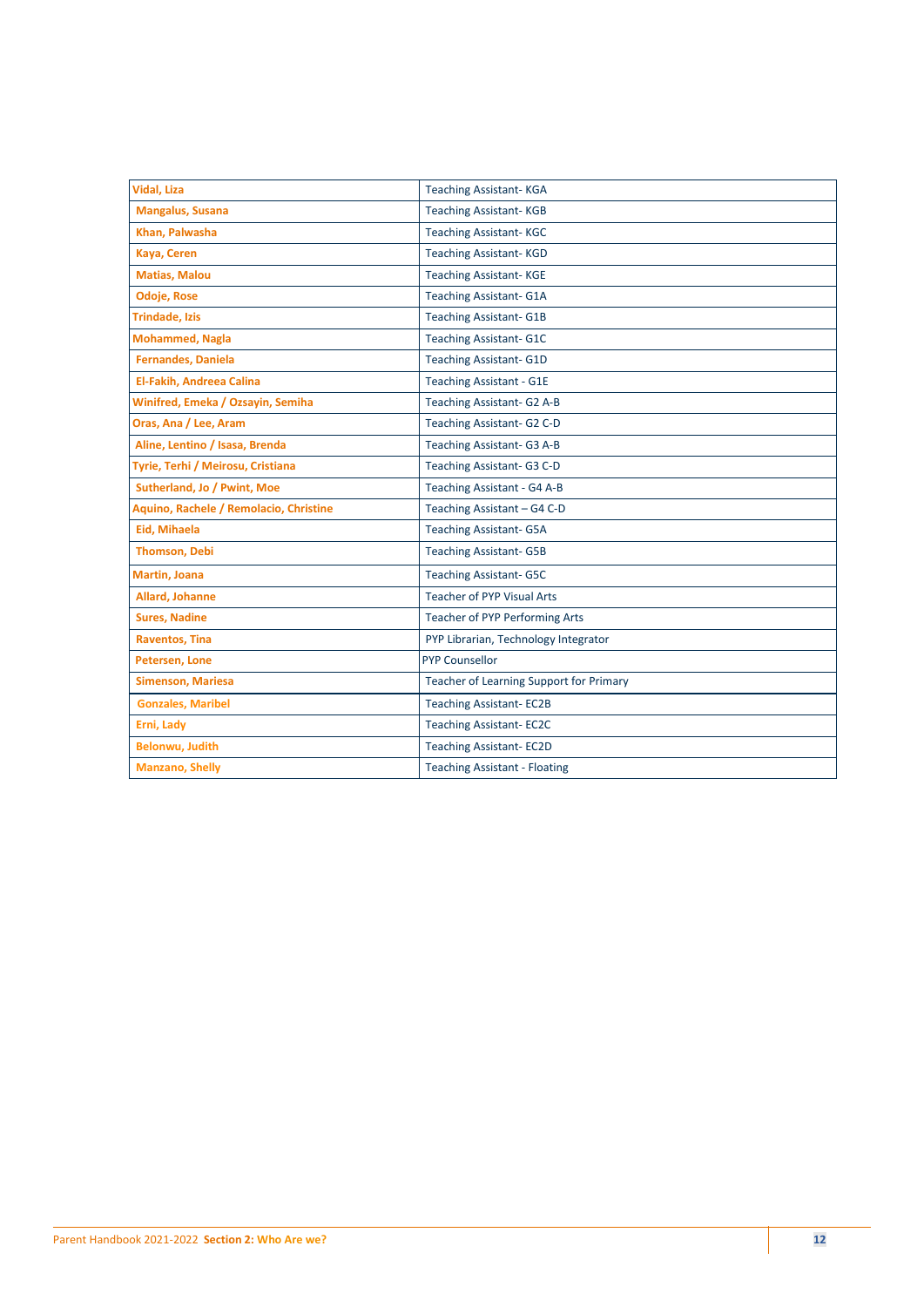| | |
|---|---|
| **Vidal, Liza** | Teaching Assistant- KGA |
| **Mangalus, Susana** | Teaching Assistant- KGB |
| **Khan, Palwasha** | Teaching Assistant- KGC |
| **Kaya, Ceren** | Teaching Assistant- KGD |
| **Matias, Malou** | Teaching Assistant- KGE |
| **Odoje, Rose** | Teaching Assistant- G1A |
| **Trindade, Izis** | Teaching Assistant- G1B |
| **Mohammed, Nagla** | Teaching Assistant- G1C |
| **Fernandes, Daniela** | Teaching Assistant- G1D |
| **El-Fakih, Andreea Calina** | Teaching Assistant - G1E |
| **Winifred, Emeka / Ozsayin, Semiha** | Teaching Assistant- G2 A-B |
| **Oras, Ana / Lee, Aram** | Teaching Assistant- G2 C-D |
| **Aline, Lentino / Isasa, Brenda** | Teaching Assistant- G3 A-B |
| **Tyrie, Terhi / Meirosu, Cristiana** | Teaching Assistant- G3 C-D |
| **Sutherland, Jo / Pwint, Moe** | Teaching Assistant - G4 A-B |
| **Aquino, Rachele / Remolacio, Christine** | Teaching Assistant – G4 C-D |
| **Eid, Mihaela** | Teaching Assistant- G5A |
| **Thomson, Debi** | Teaching Assistant- G5B |
| **Martin, Joana** | Teaching Assistant- G5C |
| **Allard, Johanne** | Teacher of PYP Visual Arts |
| **Sures, Nadine** | Teacher of PYP Performing Arts |
| **Raventos, Tina** | PYP Librarian, Technology Integrator |
| **Petersen, Lone** | PYP Counsellor |
| **Simenson, Mariesa** | Teacher of Learning Support for Primary |
| **Gonzales, Maribel** | Teaching Assistant- EC2B |
| **Erni, Lady** | Teaching Assistant- EC2C |
| **Belonwu, Judith** | Teaching Assistant- EC2D |
| **Manzano, Shelly** | Teaching Assistant - Floating |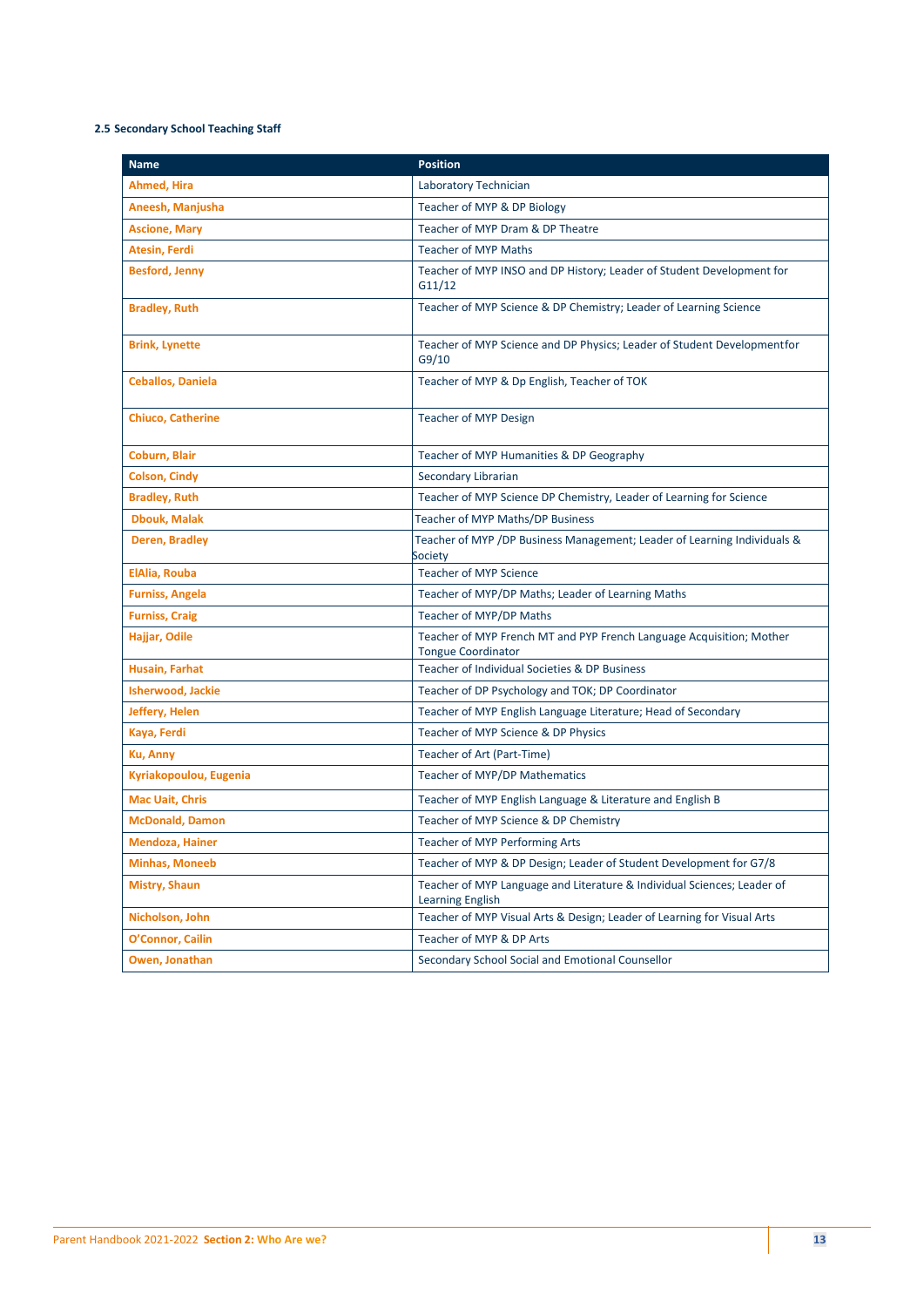#### 2.5 Secondary School Teaching Staff

| Name | Position |
|---|---|
| Ahmed, Hira | Laboratory Technician |
| Aneesh, Manjusha | Teacher of MYP & DP Biology |
| Ascione, Mary | Teacher of MYP Dram & DP Theatre |
| Atesin, Ferdi | Teacher of MYP Maths |
| Besford, Jenny | Teacher of MYP INSO and DP History; Leader of Student Development for G11/12 |
| Bradley, Ruth | Teacher of MYP Science & DP Chemistry; Leader of Learning Science |
| Brink, Lynette | Teacher of MYP Science and DP Physics; Leader of Student Developmentfor G9/10 |
| Ceballos, Daniela | Teacher of MYP & Dp English, Teacher of TOK |
| Chiuco, Catherine | Teacher of MYP Design |
| Coburn, Blair | Teacher of MYP Humanities & DP Geography |
| Colson, Cindy | Secondary Librarian |
| Bradley, Ruth | Teacher of MYP Science DP Chemistry, Leader of Learning for Science |
| Dbouk, Malak | Teacher of MYP Maths/DP Business |
| Deren, Bradley | Teacher of MYP /DP Business Management; Leader of Learning Individuals & Society |
| ElAlia, Rouba | Teacher of MYP Science |
| Furniss, Angela | Teacher of MYP/DP Maths; Leader of Learning Maths |
| Furniss, Craig | Teacher of MYP/DP Maths |
| Hajjar, Odile | Teacher of MYP French MT and PYP French Language Acquisition; Mother Tongue Coordinator |
| Husain, Farhat | Teacher of Individual Societies & DP Business |
| Isherwood, Jackie | Teacher of DP Psychology and TOK; DP Coordinator |
| Jeffery, Helen | Teacher of MYP English Language Literature; Head of Secondary |
| Kaya, Ferdi | Teacher of MYP Science & DP Physics |
| Ku, Anny | Teacher of Art (Part-Time) |
| Kyriakopoulou, Eugenia | Teacher of MYP/DP Mathematics |
| Mac Uait, Chris | Teacher of MYP English Language & Literature and English B |
| McDonald, Damon | Teacher of MYP Science & DP Chemistry |
| Mendoza, Hainer | Teacher of MYP Performing Arts |
| Minhas, Moneeb | Teacher of MYP & DP Design; Leader of Student Development for G7/8 |
| Mistry, Shaun | Teacher of MYP Language and Literature & Individual Sciences; Leader of Learning English |
| Nicholson, John | Teacher of MYP Visual Arts & Design; Leader of Learning for Visual Arts |
| O'Connor, Cailin | Teacher of MYP & DP Arts |
| Owen, Jonathan | Secondary School Social and Emotional Counsellor |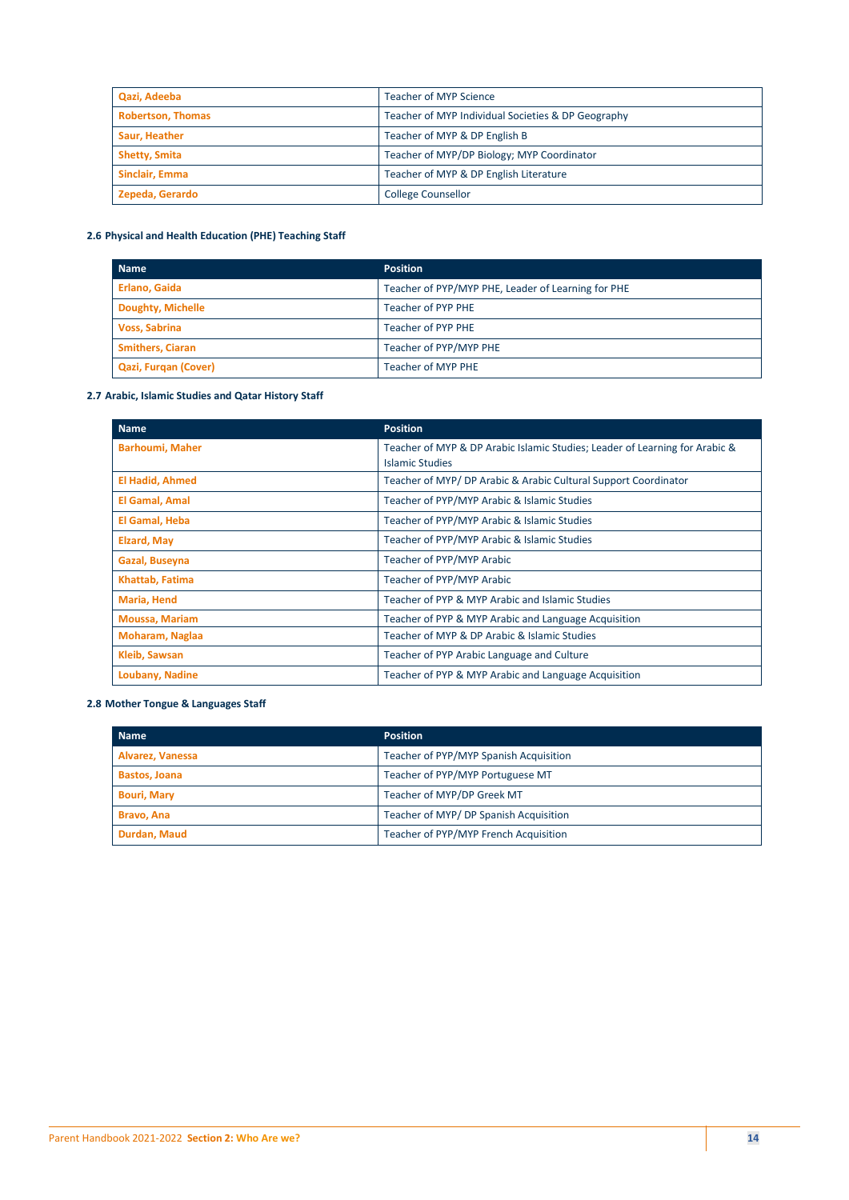| | |
|---|---|
| **Qazi, Adeeba** | Teacher of MYP Science |
| **Robertson, Thomas** | Teacher of MYP Individual Societies & DP Geography |
| **Saur, Heather** | Teacher of MYP & DP English B |
| **Shetty, Smita** | Teacher of MYP/DP Biology; MYP Coordinator |
| **Sinclair, Emma** | Teacher of MYP & DP English Literature |
| **Zepeda, Gerardo** | College Counsellor |

### 2.6 Physical and Health Education (PHE) Teaching Staff

| Name | Position |
|---|---|
| **Erlano, Gaida** | Teacher of PYP/MYP PHE, Leader of Learning for PHE |
| **Doughty, Michelle** | Teacher of PYP PHE |
| **Voss, Sabrina** | Teacher of PYP PHE |
| **Smithers, Ciaran** | Teacher of PYP/MYP PHE |
| **Qazi, Furqan (Cover)** | Teacher of MYP PHE |

### 2.7 Arabic, Islamic Studies and Qatar History Staff

| Name | Position |
|---|---|
| **Barhoumi, Maher** | Teacher of MYP & DP Arabic Islamic Studies; Leader of Learning for Arabic & Islamic Studies |
| **El Hadid, Ahmed** | Teacher of MYP/ DP Arabic & Arabic Cultural Support Coordinator |
| **El Gamal, Amal** | Teacher of PYP/MYP Arabic & Islamic Studies |
| **El Gamal, Heba** | Teacher of PYP/MYP Arabic & Islamic Studies |
| **Elzard, May** | Teacher of PYP/MYP Arabic & Islamic Studies |
| **Gazal, Buseyna** | Teacher of PYP/MYP Arabic |
| **Khattab, Fatima** | Teacher of PYP/MYP Arabic |
| **Maria, Hend** | Teacher of PYP & MYP Arabic and Islamic Studies |
| **Moussa, Mariam** | Teacher of PYP & MYP Arabic and Language Acquisition |
| **Moharam, Naglaa** | Teacher of MYP & DP Arabic & Islamic Studies |
| **Kleib, Sawsan** | Teacher of PYP Arabic Language and Culture |
| **Loubany, Nadine** | Teacher of PYP & MYP Arabic and Language Acquisition |

### 2.8 Mother Tongue & Languages Staff

| Name | Position |
|---|---|
| **Alvarez, Vanessa** | Teacher of PYP/MYP Spanish Acquisition |
| **Bastos, Joana** | Teacher of PYP/MYP Portuguese MT |
| **Bouri, Mary** | Teacher of MYP/DP Greek MT |
| **Bravo, Ana** | Teacher of MYP/ DP Spanish Acquisition |
| **Durdan, Maud** | Teacher of PYP/MYP French Acquisition |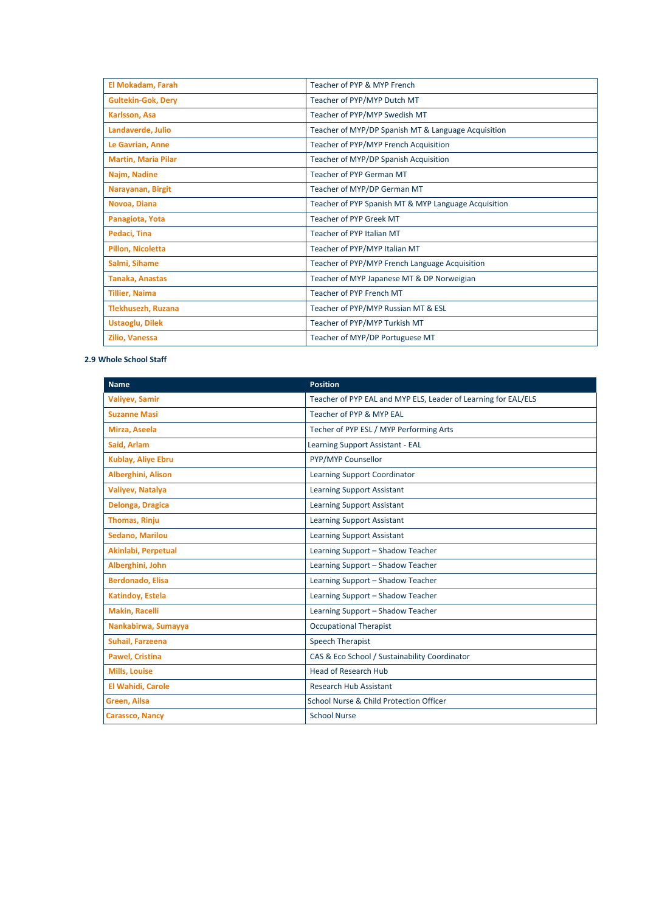| | |
|---|---|
| El Mokadam, Farah | Teacher of PYP & MYP French |
| Gultekin-Gok, Dery | Teacher of PYP/MYP Dutch MT |
| Karlsson, Asa | Teacher of PYP/MYP Swedish MT |
| Landaverde, Julio | Teacher of MYP/DP Spanish MT & Language Acquisition |
| Le Gavrian, Anne | Teacher of PYP/MYP French Acquisition |
| Martin, Maria Pilar | Teacher of MYP/DP Spanish Acquisition |
| Najm, Nadine | Teacher of PYP German MT |
| Narayanan, Birgit | Teacher of MYP/DP German MT |
| Novoa, Diana | Teacher of PYP Spanish MT & MYP Language Acquisition |
| Panagiota, Yota | Teacher of PYP Greek MT |
| Pedaci, Tina | Teacher of PYP Italian MT |
| Pillon, Nicoletta | Teacher of PYP/MYP Italian MT |
| Salmi, Sihame | Teacher of PYP/MYP French Language Acquisition |
| Tanaka, Anastas | Teacher of MYP Japanese MT & DP Norweigian |
| Tillier, Naima | Teacher of PYP French MT |
| Tlekhusezh, Ruzana | Teacher of PYP/MYP Russian MT & ESL |
| Ustaoglu, Dilek | Teacher of PYP/MYP Turkish MT |
| Zilio, Vanessa | Teacher of MYP/DP Portuguese MT |

**2.9 Whole School Staff**

| Name | Position |
|---|---|
| Valiyev, Samir | Teacher of PYP EAL and MYP ELS, Leader of Learning for EAL/ELS |
| Suzanne Masi | Teacher of PYP & MYP EAL |
| Mirza, Aseela | Techer of PYP ESL / MYP Performing Arts |
| Said, Arlam | Learning Support Assistant - EAL |
| Kublay, Aliye Ebru | PYP/MYP Counsellor |
| Alberghini, Alison | Learning Support Coordinator |
| Valiyev, Natalya | Learning Support Assistant |
| Delonga, Dragica | Learning Support Assistant |
| Thomas, Rinju | Learning Support Assistant |
| Sedano, Marilou | Learning Support Assistant |
| Akinlabi, Perpetual | Learning Support – Shadow Teacher |
| Alberghini, John | Learning Support – Shadow Teacher |
| Berdonado, Elisa | Learning Support – Shadow Teacher |
| Katindoy, Estela | Learning Support – Shadow Teacher |
| Makin, Racelli | Learning Support – Shadow Teacher |
| Nankabirwa, Sumayya | Occupational Therapist |
| Suhail, Farzeena | Speech Therapist |
| Pawel, Cristina | CAS & Eco School / Sustainability Coordinator |
| Mills, Louise | Head of Research Hub |
| El Wahidi, Carole | Research Hub Assistant |
| Green, Ailsa | School Nurse & Child Protection Officer |
| Carassco, Nancy | School Nurse |